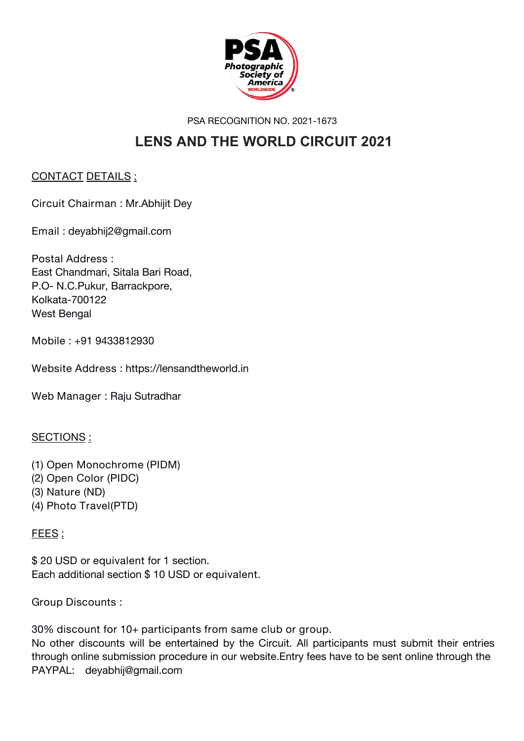PSA RECOGNITION NO. 2021-1673

# LENS AND THE WORLD CIRCUIT 2021

## CONTACT DETAILS :

Circuit Chairman : Mr.Abhijit Dey

Email : deyabhij2@gmail.com

Postal Address :
East Chandmari, Sitala Bari Road,
P.O- N.C.Pukur, Barrackpore,
Kolkata-700122
West Bengal

Mobile : +91 9433812930

Website Address : https://lensandtheworld.in

Web Manager : Raju Sutradhar

## SECTIONS :

(1) Open Monochrome (PIDM)
(2) Open Color (PIDC)
(3) Nature (ND)
(4) Photo Travel(PTD)

## FEES :

$ 20 USD or equivalent for 1 section.
Each additional section $ 10 USD or equivalent.

Group Discounts :

30% discount for 10+ participants from same club or group.
No other discounts will be entertained by the Circuit. All participants must submit their entries through online submission procedure in our website.Entry fees have to be sent online through the PAYPAL: deyabhij@gmail.com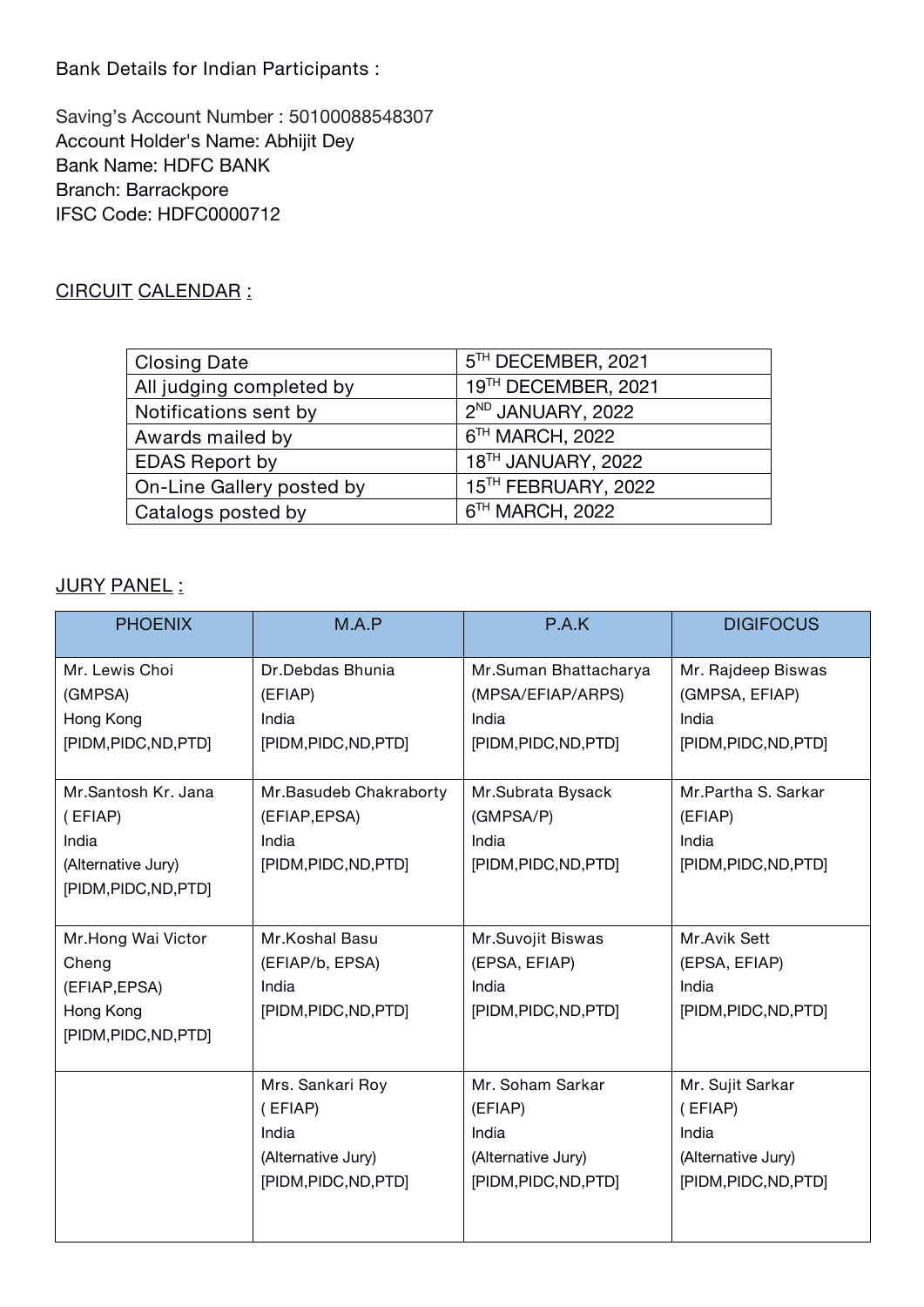Bank Details for Indian Participants :

Saving's Account Number : 50100088548307
Account Holder's Name: Abhijit Dey
Bank Name: HDFC BANK
Branch: Barrackpore
IFSC Code: HDFC0000712

## CIRCUIT CALENDAR :

| Closing Date | 5TH DECEMBER, 2021 |
| --- | --- |
| All judging completed by | 19TH DECEMBER, 2021 |
| Notifications sent by | 2ND JANUARY, 2022 |
| Awards mailed by | 6TH MARCH, 2022 |
| EDAS Report by | 18TH JANUARY, 2022 |
| On-Line Gallery posted by | 15TH FEBRUARY, 2022 |
| Catalogs posted by | 6TH MARCH, 2022 |

## JURY PANEL :

| PHOENIX | M.A.P | P.A.K | DIGIFOCUS |
| --- | --- | --- | --- |
| Mr. Lewis Choi (GMPSA) Hong Kong [PIDM,PIDC,ND,PTD] | Dr.Debdas Bhunia (EFIAP) India [PIDM,PIDC,ND,PTD] | Mr.Suman Bhattacharya (MPSA/EFIAP/ARPS) India [PIDM,PIDC,ND,PTD] | Mr. Rajdeep Biswas (GMPSA, EFIAP) India [PIDM,PIDC,ND,PTD] |
| Mr.Santosh Kr. Jana ( EFIAP) India (Alternative Jury) [PIDM,PIDC,ND,PTD] | Mr.Basudeb Chakraborty (EFIAP,EPSA) India [PIDM,PIDC,ND,PTD] | Mr.Subrata Bysack (GMPSA/P) India [PIDM,PIDC,ND,PTD] | Mr.Partha S. Sarkar (EFIAP) India [PIDM,PIDC,ND,PTD] |
| Mr.Hong Wai Victor Cheng (EFIAP,EPSA) Hong Kong [PIDM,PIDC,ND,PTD] | Mr.Koshal Basu (EFIAP/b, EPSA) India [PIDM,PIDC,ND,PTD] | Mr.Suvojit Biswas (EPSA, EFIAP) India [PIDM,PIDC,ND,PTD] | Mr.Avik Sett (EPSA, EFIAP) India [PIDM,PIDC,ND,PTD] |
| | Mrs. Sankari Roy ( EFIAP) India (Alternative Jury) [PIDM,PIDC,ND,PTD] | Mr. Soham Sarkar (EFIAP) India (Alternative Jury) [PIDM,PIDC,ND,PTD] | Mr. Sujit Sarkar ( EFIAP) India (Alternative Jury) [PIDM,PIDC,ND,PTD] |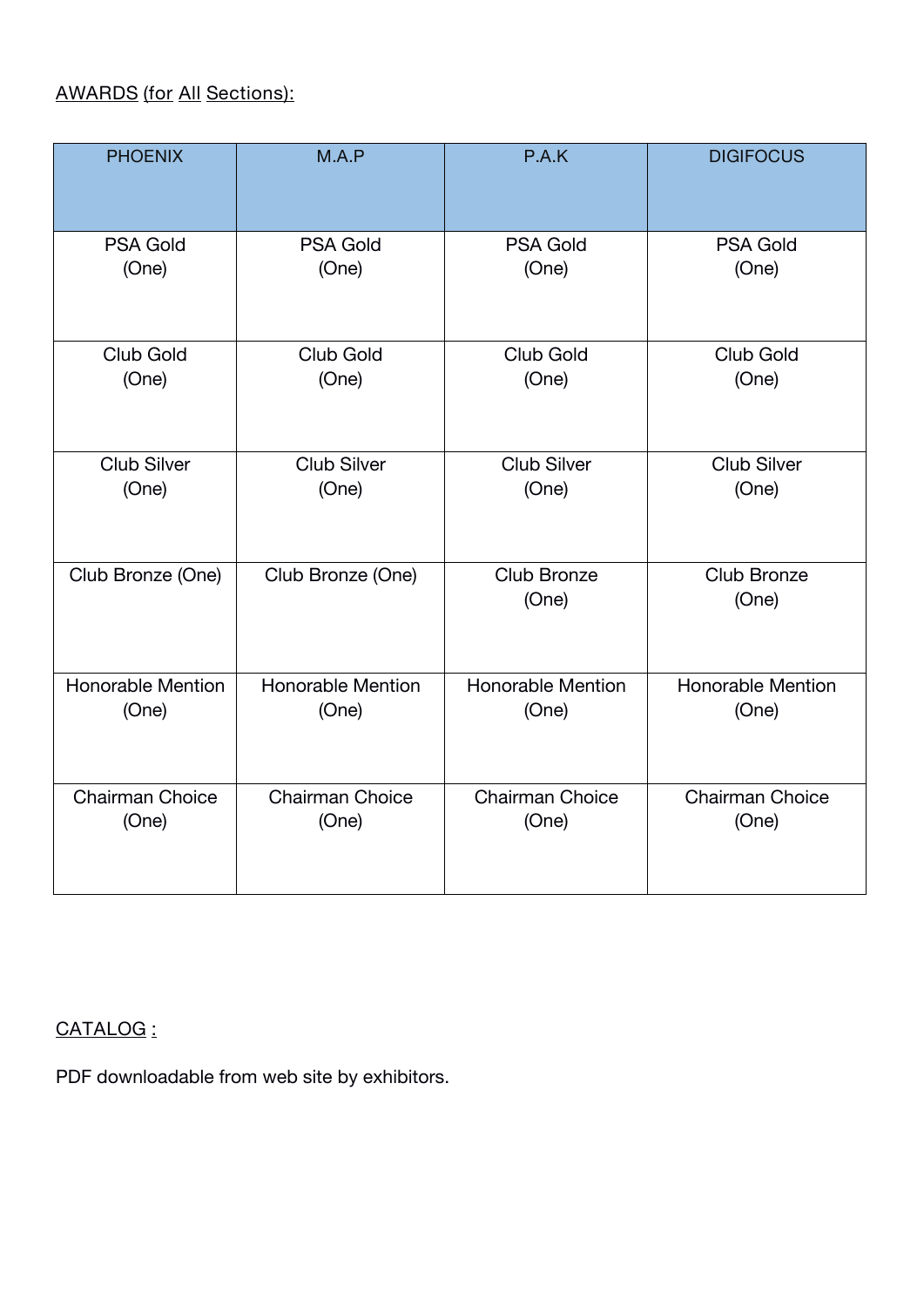AWARDS (for All Sections):

| PHOENIX | M.A.P | P.A.K | DIGIFOCUS |
|---|---|---|---|
| PSA Gold (One) | PSA Gold (One) | PSA Gold (One) | PSA Gold (One) |
| Club Gold (One) | Club Gold (One) | Club Gold (One) | Club Gold (One) |
| Club Silver (One) | Club Silver (One) | Club Silver (One) | Club Silver (One) |
| Club Bronze (One) | Club Bronze (One) | Club Bronze (One) | Club Bronze (One) |
| Honorable Mention (One) | Honorable Mention (One) | Honorable Mention (One) | Honorable Mention (One) |
| Chairman Choice (One) | Chairman Choice (One) | Chairman Choice (One) | Chairman Choice (One) |

CATALOG :

PDF downloadable from web site by exhibitors.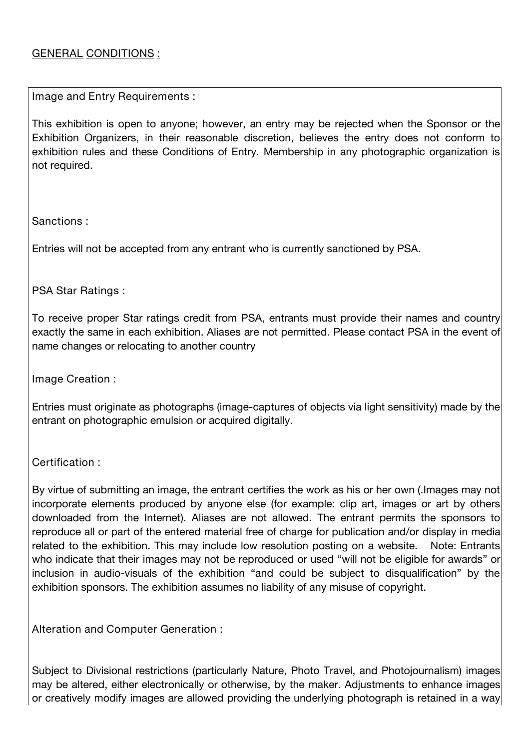GENERAL CONDITIONS :

Image and Entry Requirements :

This exhibition is open to anyone; however, an entry may be rejected when the Sponsor or the Exhibition Organizers, in their reasonable discretion, believes the entry does not conform to exhibition rules and these Conditions of Entry. Membership in any photographic organization is not required.

Sanctions :

Entries will not be accepted from any entrant who is currently sanctioned by PSA.

PSA Star Ratings :

To receive proper Star ratings credit from PSA, entrants must provide their names and country exactly the same in each exhibition. Aliases are not permitted. Please contact PSA in the event of name changes or relocating to another country

Image Creation :

Entries must originate as photographs (image-captures of objects via light sensitivity) made by the entrant on photographic emulsion or acquired digitally.

Certification :

By virtue of submitting an image, the entrant certifies the work as his or her own (.Images may not incorporate elements produced by anyone else (for example: clip art, images or art by others downloaded from the Internet). Aliases are not allowed. The entrant permits the sponsors to reproduce all or part of the entered material free of charge for publication and/or display in media related to the exhibition. This may include low resolution posting on a website. Note: Entrants who indicate that their images may not be reproduced or used "will not be eligible for awards" or inclusion in audio-visuals of the exhibition "and could be subject to disqualification" by the exhibition sponsors. The exhibition assumes no liability of any misuse of copyright.

Alteration and Computer Generation :

Subject to Divisional restrictions (particularly Nature, Photo Travel, and Photojournalism) images may be altered, either electronically or otherwise, by the maker. Adjustments to enhance images or creatively modify images are allowed providing the underlying photograph is retained in a way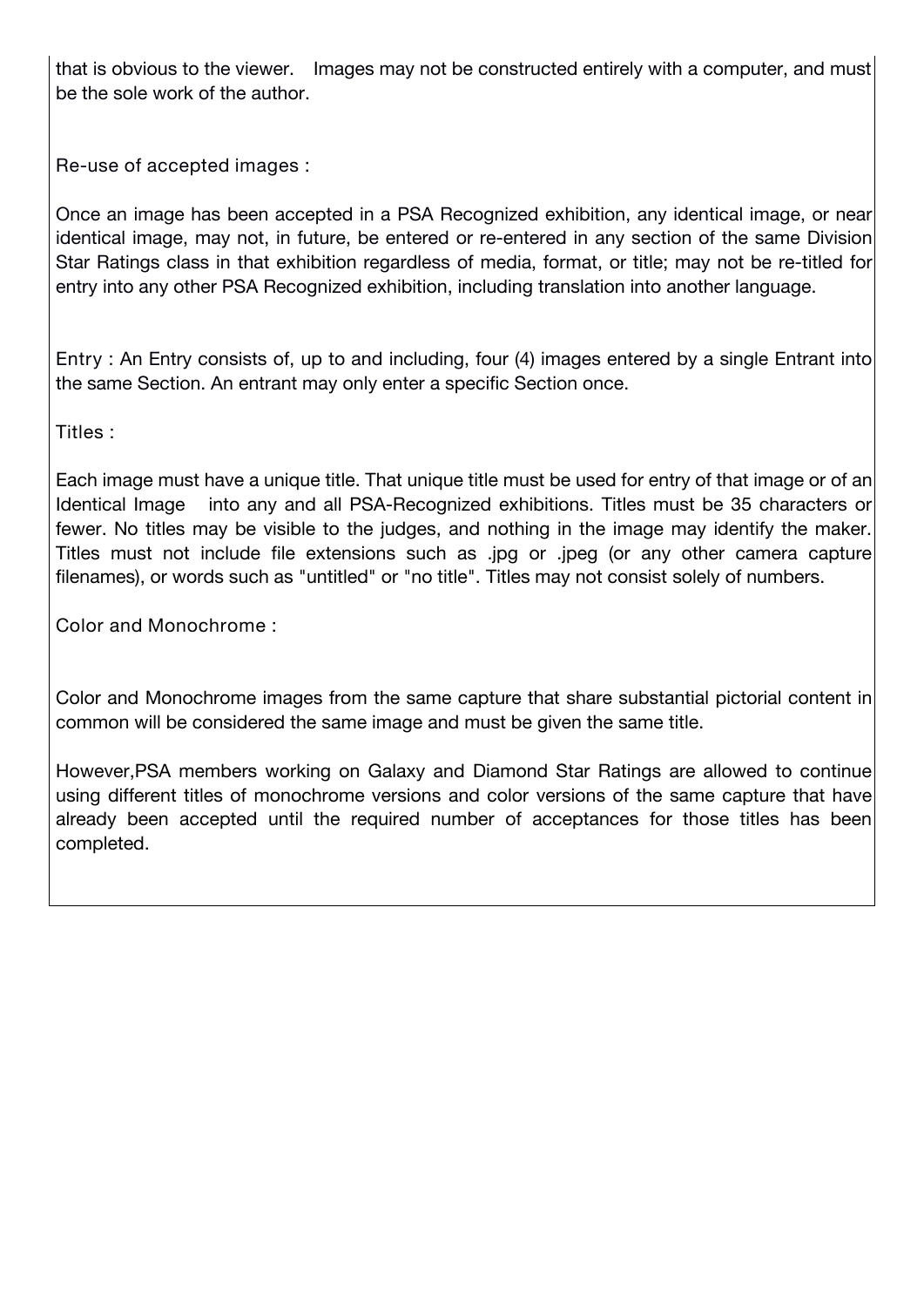that is obvious to the viewer.  Images may not be constructed entirely with a computer, and must be the sole work of the author.

Re-use of accepted images :

Once an image has been accepted in a PSA Recognized exhibition, any identical image, or near identical image, may not, in future, be entered or re-entered in any section of the same Division Star Ratings class in that exhibition regardless of media, format, or title; may not be re-titled for entry into any other PSA Recognized exhibition, including translation into another language.

Entry : An Entry consists of, up to and including, four (4) images entered by a single Entrant into the same Section. An entrant may only enter a specific Section once.

Titles :

Each image must have a unique title. That unique title must be used for entry of that image or of an Identical Image  into any and all PSA-Recognized exhibitions. Titles must be 35 characters or fewer. No titles may be visible to the judges, and nothing in the image may identify the maker. Titles must not include file extensions such as .jpg or .jpeg (or any other camera capture filenames), or words such as "untitled" or "no title". Titles may not consist solely of numbers.

Color and Monochrome :

Color and Monochrome images from the same capture that share substantial pictorial content in common will be considered the same image and must be given the same title.

However,PSA members working on Galaxy and Diamond Star Ratings are allowed to continue using different titles of monochrome versions and color versions of the same capture that have already been accepted until the required number of acceptances for those titles has been completed.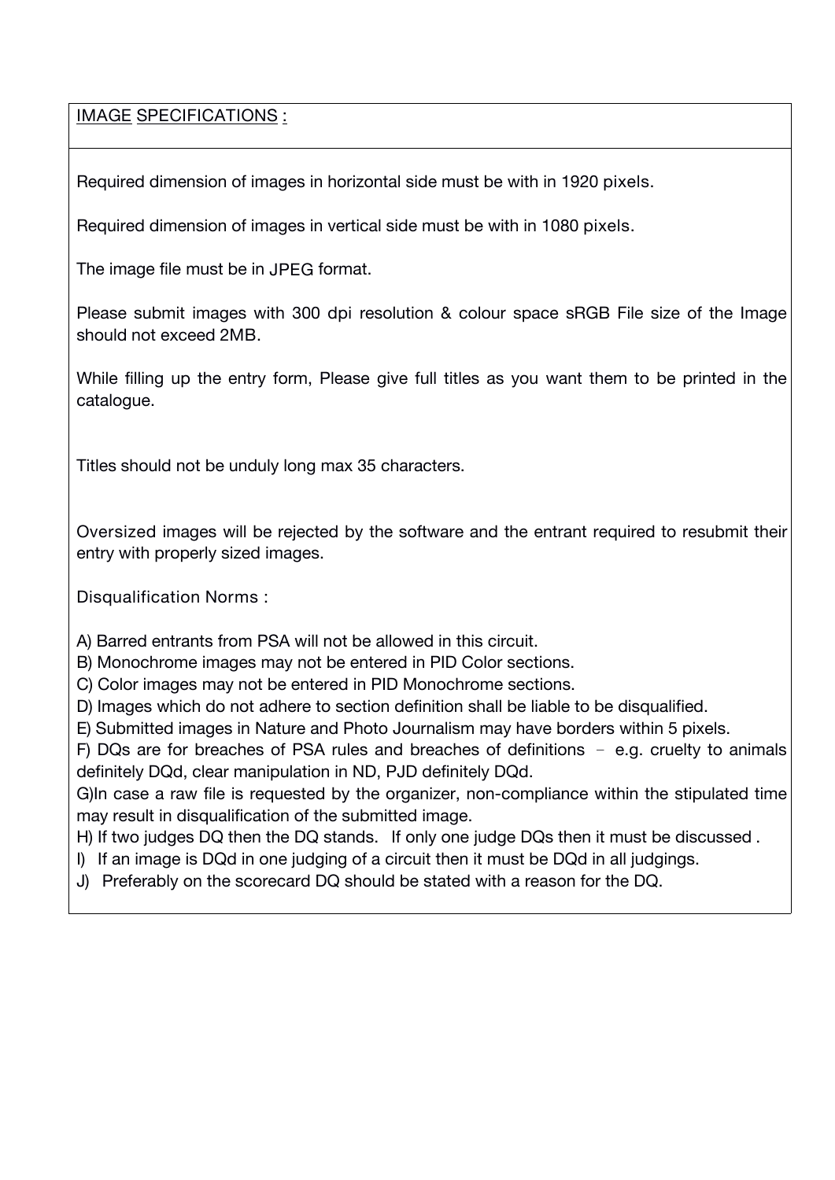## IMAGE SPECIFICATIONS :

Required dimension of images in horizontal side must be with in 1920 pixels.

Required dimension of images in vertical side must be with in 1080 pixels.

The image file must be in JPEG format.

Please submit images with 300 dpi resolution & colour space sRGB File size of the Image should not exceed 2MB.

While filling up the entry form, Please give full titles as you want them to be printed in the catalogue.

Titles should not be unduly long max 35 characters.

Oversized images will be rejected by the software and the entrant required to resubmit their entry with properly sized images.

Disqualification Norms :

A) Barred entrants from PSA will not be allowed in this circuit.
B) Monochrome images may not be entered in PID Color sections.
C) Color images may not be entered in PID Monochrome sections.
D) Images which do not adhere to section definition shall be liable to be disqualified.
E) Submitted images in Nature and Photo Journalism may have borders within 5 pixels.
F) DQs are for breaches of PSA rules and breaches of definitions – e.g. cruelty to animals definitely DQd, clear manipulation in ND, PJD definitely DQd.
G)In case a raw file is requested by the organizer, non-compliance within the stipulated time may result in disqualification of the submitted image.
H) If two judges DQ then the DQ stands. If only one judge DQs then it must be discussed .
I) If an image is DQd in one judging of a circuit then it must be DQd in all judgings.
J) Preferably on the scorecard DQ should be stated with a reason for the DQ.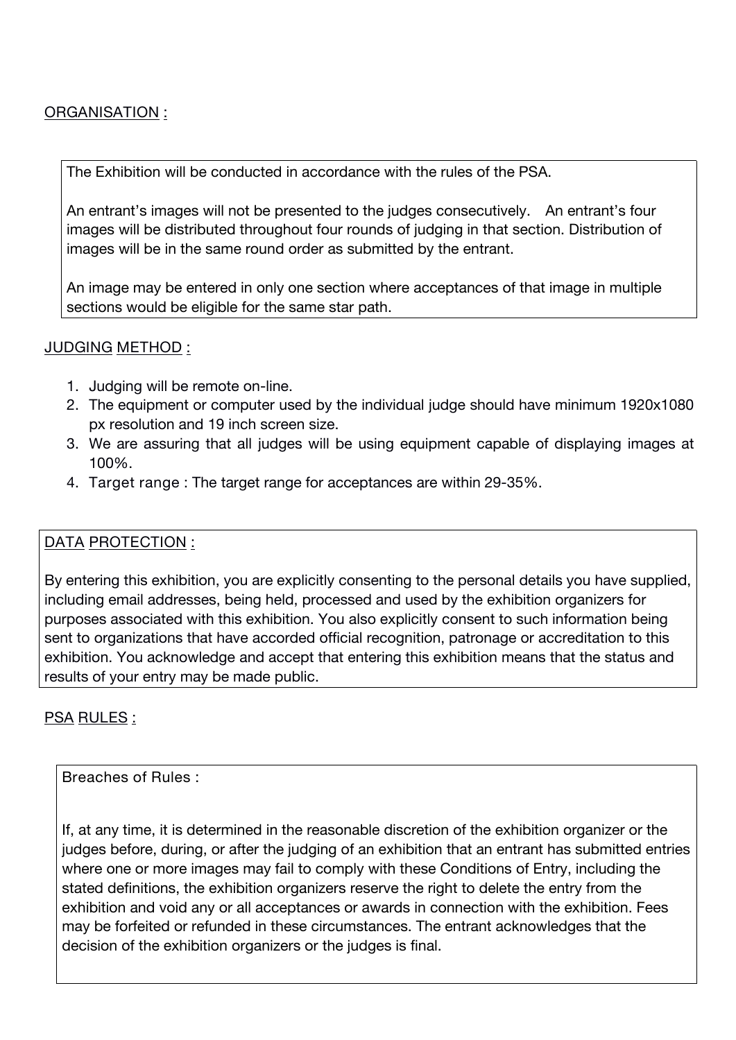## ORGANISATION :

The Exhibition will be conducted in accordance with the rules of the PSA.

An entrant's images will not be presented to the judges consecutively. An entrant's four images will be distributed throughout four rounds of judging in that section. Distribution of images will be in the same round order as submitted by the entrant.

An image may be entered in only one section where acceptances of that image in multiple sections would be eligible for the same star path.

## JUDGING METHOD :

1. Judging will be remote on-line.
2. The equipment or computer used by the individual judge should have minimum 1920x1080 px resolution and 19 inch screen size.
3. We are assuring that all judges will be using equipment capable of displaying images at 100%.
4. Target range : The target range for acceptances are within 29-35%.

## DATA PROTECTION :

By entering this exhibition, you are explicitly consenting to the personal details you have supplied, including email addresses, being held, processed and used by the exhibition organizers for purposes associated with this exhibition. You also explicitly consent to such information being sent to organizations that have accorded official recognition, patronage or accreditation to this exhibition. You acknowledge and accept that entering this exhibition means that the status and results of your entry may be made public.

## PSA RULES :

Breaches of Rules :

If, at any time, it is determined in the reasonable discretion of the exhibition organizer or the judges before, during, or after the judging of an exhibition that an entrant has submitted entries where one or more images may fail to comply with these Conditions of Entry, including the stated definitions, the exhibition organizers reserve the right to delete the entry from the exhibition and void any or all acceptances or awards in connection with the exhibition. Fees may be forfeited or refunded in these circumstances. The entrant acknowledges that the decision of the exhibition organizers or the judges is final.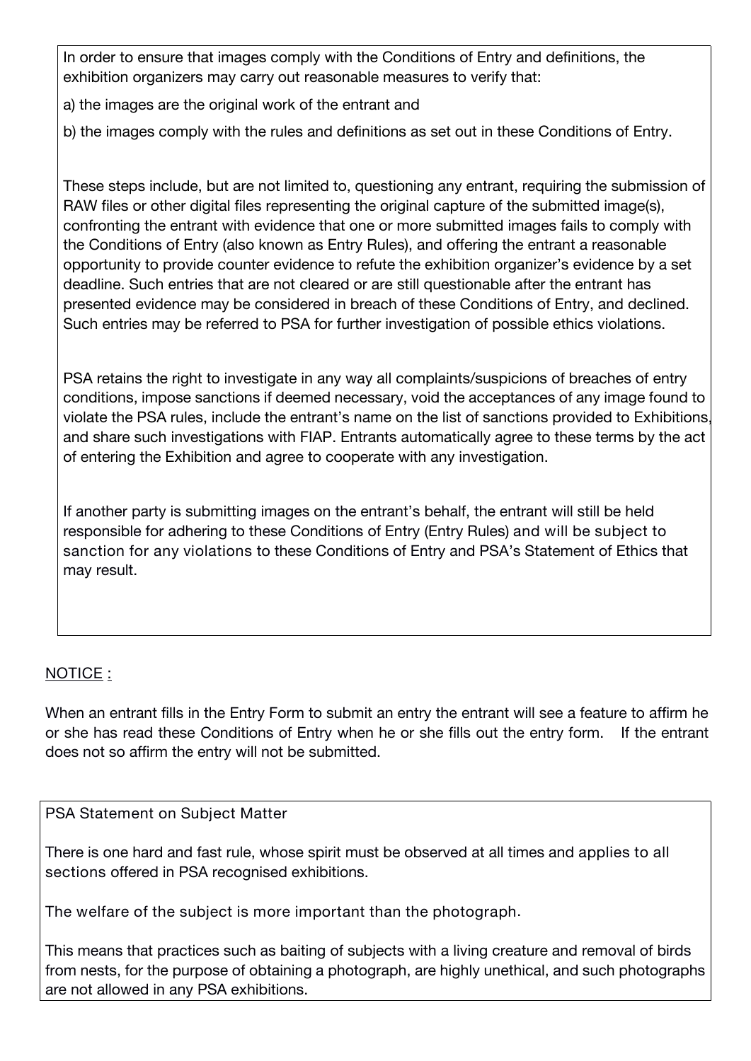In order to ensure that images comply with the Conditions of Entry and definitions, the exhibition organizers may carry out reasonable measures to verify that:

a) the images are the original work of the entrant and

b) the images comply with the rules and definitions as set out in these Conditions of Entry.

These steps include, but are not limited to, questioning any entrant, requiring the submission of RAW files or other digital files representing the original capture of the submitted image(s), confronting the entrant with evidence that one or more submitted images fails to comply with the Conditions of Entry (also known as Entry Rules), and offering the entrant a reasonable opportunity to provide counter evidence to refute the exhibition organizer's evidence by a set deadline. Such entries that are not cleared or are still questionable after the entrant has presented evidence may be considered in breach of these Conditions of Entry, and declined. Such entries may be referred to PSA for further investigation of possible ethics violations.

PSA retains the right to investigate in any way all complaints/suspicions of breaches of entry conditions, impose sanctions if deemed necessary, void the acceptances of any image found to violate the PSA rules, include the entrant's name on the list of sanctions provided to Exhibitions, and share such investigations with FIAP. Entrants automatically agree to these terms by the act of entering the Exhibition and agree to cooperate with any investigation.

If another party is submitting images on the entrant's behalf, the entrant will still be held responsible for adhering to these Conditions of Entry (Entry Rules) and will be subject to sanction for any violations to these Conditions of Entry and PSA's Statement of Ethics that may result.

<u>NOTICE :</u>

When an entrant fills in the Entry Form to submit an entry the entrant will see a feature to affirm he or she has read these Conditions of Entry when he or she fills out the entry form. If the entrant does not so affirm the entry will not be submitted.

PSA Statement on Subject Matter

There is one hard and fast rule, whose spirit must be observed at all times and applies to all sections offered in PSA recognised exhibitions.

The welfare of the subject is more important than the photograph.

This means that practices such as baiting of subjects with a living creature and removal of birds from nests, for the purpose of obtaining a photograph, are highly unethical, and such photographs are not allowed in any PSA exhibitions.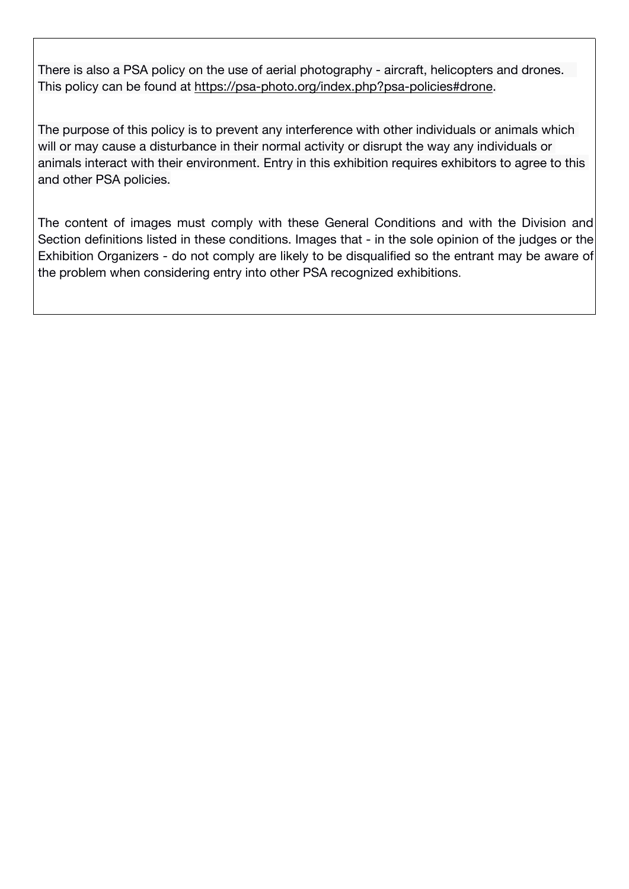There is also a PSA policy on the use of aerial photography - aircraft, helicopters and drones. This policy can be found at https://psa-photo.org/index.php?psa-policies#drone.

The purpose of this policy is to prevent any interference with other individuals or animals which will or may cause a disturbance in their normal activity or disrupt the way any individuals or animals interact with their environment. Entry in this exhibition requires exhibitors to agree to this and other PSA policies.

The content of images must comply with these General Conditions and with the Division and Section definitions listed in these conditions. Images that - in the sole opinion of the judges or the Exhibition Organizers - do not comply are likely to be disqualified so the entrant may be aware of the problem when considering entry into other PSA recognized exhibitions.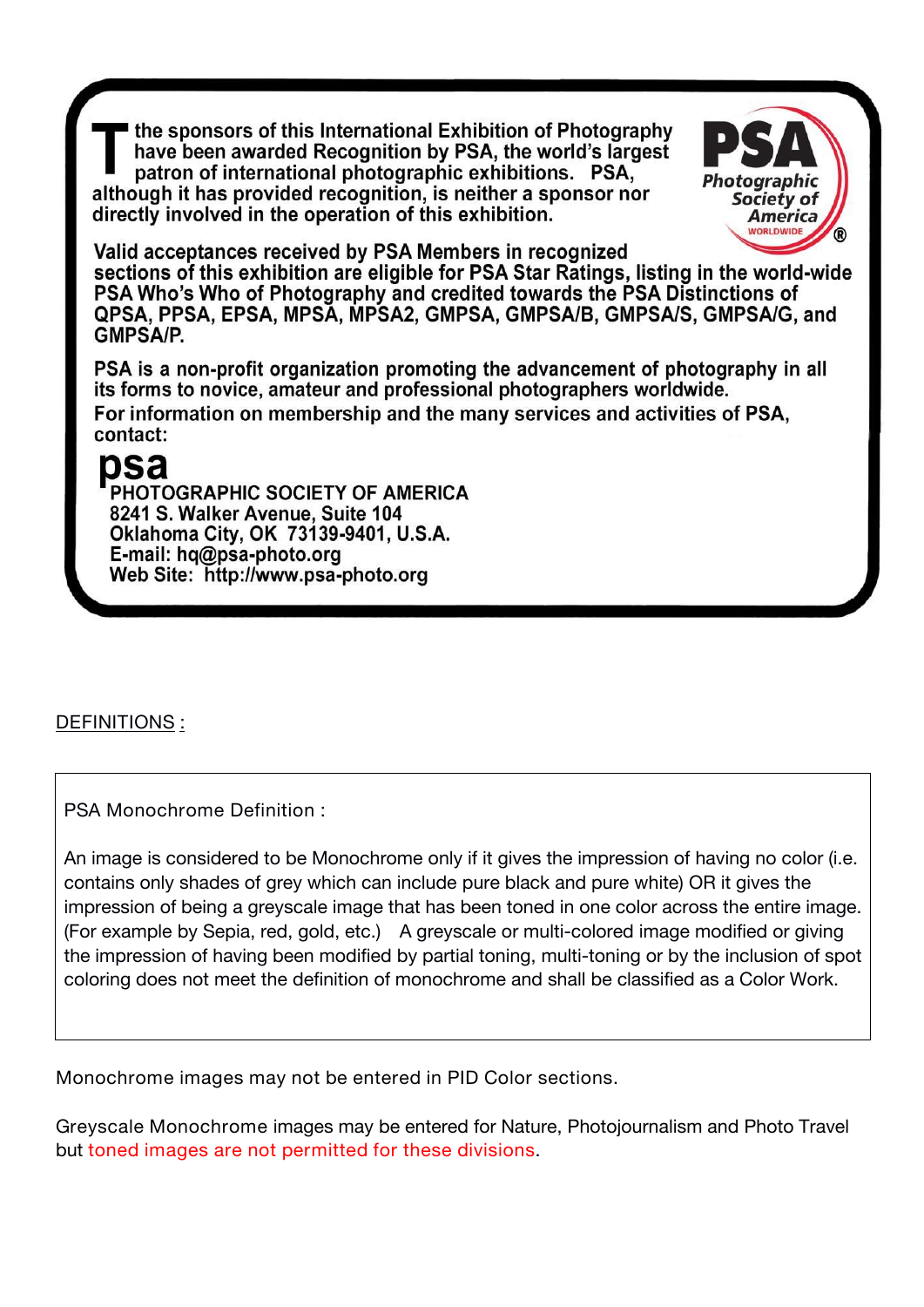The sponsors of this International Exhibition of Photography have been awarded Recognition by PSA, the world's largest patron of international photographic exhibitions. PSA, although it has provided recognition, is neither a sponsor nor directly involved in the operation of this exhibition.

PSA Photographic Society of America WORLDWIDE ®

Valid acceptances received by PSA Members in recognized sections of this exhibition are eligible for PSA Star Ratings, listing in the world-wide PSA Who's Who of Photography and credited towards the PSA Distinctions of QPSA, PPSA, EPSA, MPSA, MPSA2, GMPSA, GMPSA/B, GMPSA/S, GMPSA/G, and GMPSA/P.

PSA is a non-profit organization promoting the advancement of photography in all its forms to novice, amateur and professional photographers worldwide.

For information on membership and the many services and activities of PSA, contact:

psa
PHOTOGRAPHIC SOCIETY OF AMERICA
8241 S. Walker Avenue, Suite 104
Oklahoma City, OK 73139-9401, U.S.A.
E-mail: hq@psa-photo.org
Web Site: http://www.psa-photo.org

DEFINITIONS :

PSA Monochrome Definition :

An image is considered to be Monochrome only if it gives the impression of having no color (i.e. contains only shades of grey which can include pure black and pure white) OR it gives the impression of being a greyscale image that has been toned in one color across the entire image. (For example by Sepia, red, gold, etc.) A greyscale or multi-colored image modified or giving the impression of having been modified by partial toning, multi-toning or by the inclusion of spot coloring does not meet the definition of monochrome and shall be classified as a Color Work.

Monochrome images may not be entered in PID Color sections.

Greyscale Monochrome images may be entered for Nature, Photojournalism and Photo Travel but toned images are not permitted for these divisions.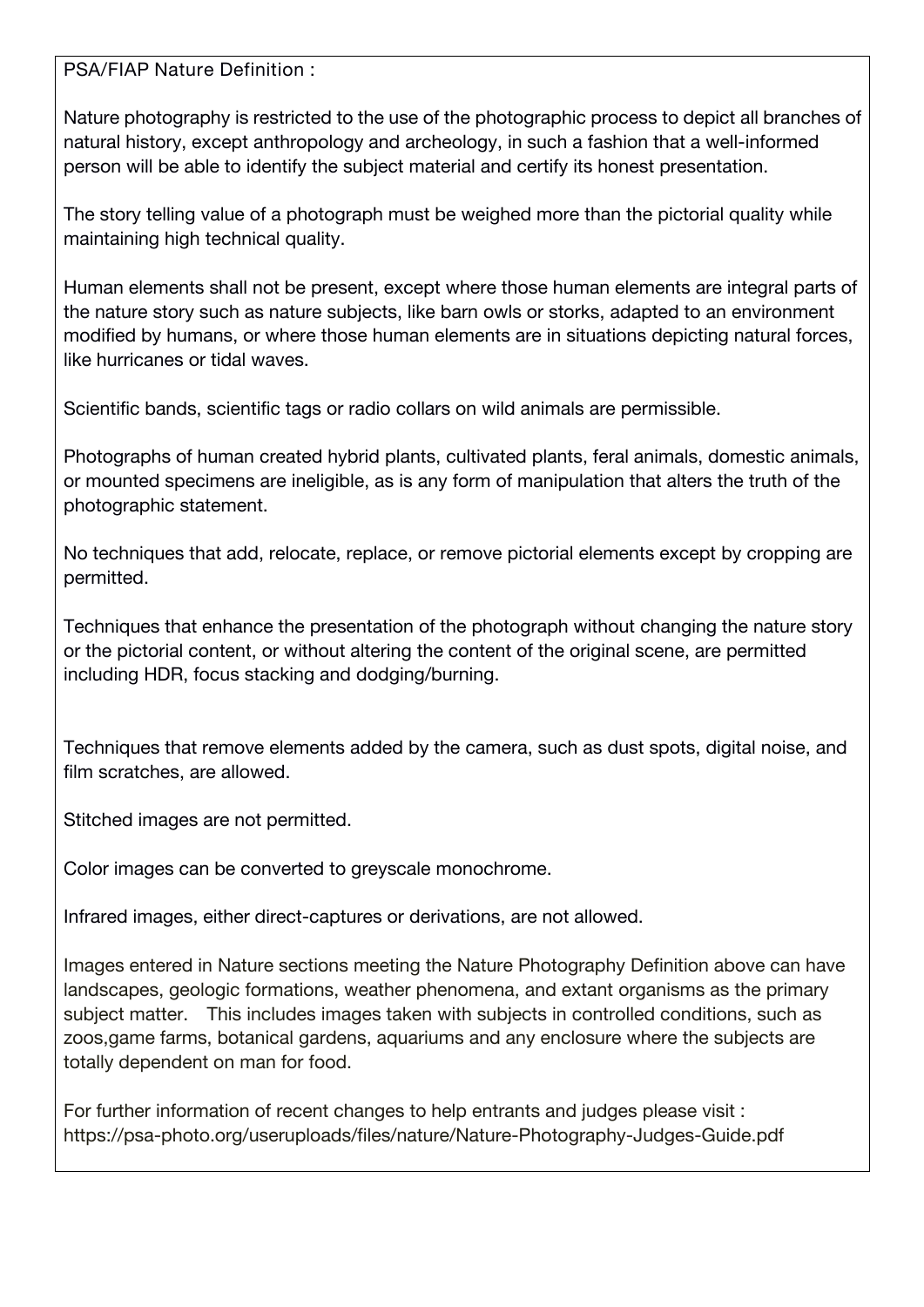PSA/FIAP Nature Definition :

Nature photography is restricted to the use of the photographic process to depict all branches of natural history, except anthropology and archeology, in such a fashion that a well-informed person will be able to identify the subject material and certify its honest presentation.

The story telling value of a photograph must be weighed more than the pictorial quality while maintaining high technical quality.

Human elements shall not be present, except where those human elements are integral parts of the nature story such as nature subjects, like barn owls or storks, adapted to an environment modified by humans, or where those human elements are in situations depicting natural forces, like hurricanes or tidal waves.

Scientific bands, scientific tags or radio collars on wild animals are permissible.

Photographs of human created hybrid plants, cultivated plants, feral animals, domestic animals, or mounted specimens are ineligible, as is any form of manipulation that alters the truth of the photographic statement.

No techniques that add, relocate, replace, or remove pictorial elements except by cropping are permitted.

Techniques that enhance the presentation of the photograph without changing the nature story or the pictorial content, or without altering the content of the original scene, are permitted including HDR, focus stacking and dodging/burning.

Techniques that remove elements added by the camera, such as dust spots, digital noise, and film scratches, are allowed.

Stitched images are not permitted.

Color images can be converted to greyscale monochrome.

Infrared images, either direct-captures or derivations, are not allowed.

Images entered in Nature sections meeting the Nature Photography Definition above can have landscapes, geologic formations, weather phenomena, and extant organisms as the primary subject matter. This includes images taken with subjects in controlled conditions, such as zoos,game farms, botanical gardens, aquariums and any enclosure where the subjects are totally dependent on man for food.

For further information of recent changes to help entrants and judges please visit : https://psa-photo.org/useruploads/files/nature/Nature-Photography-Judges-Guide.pdf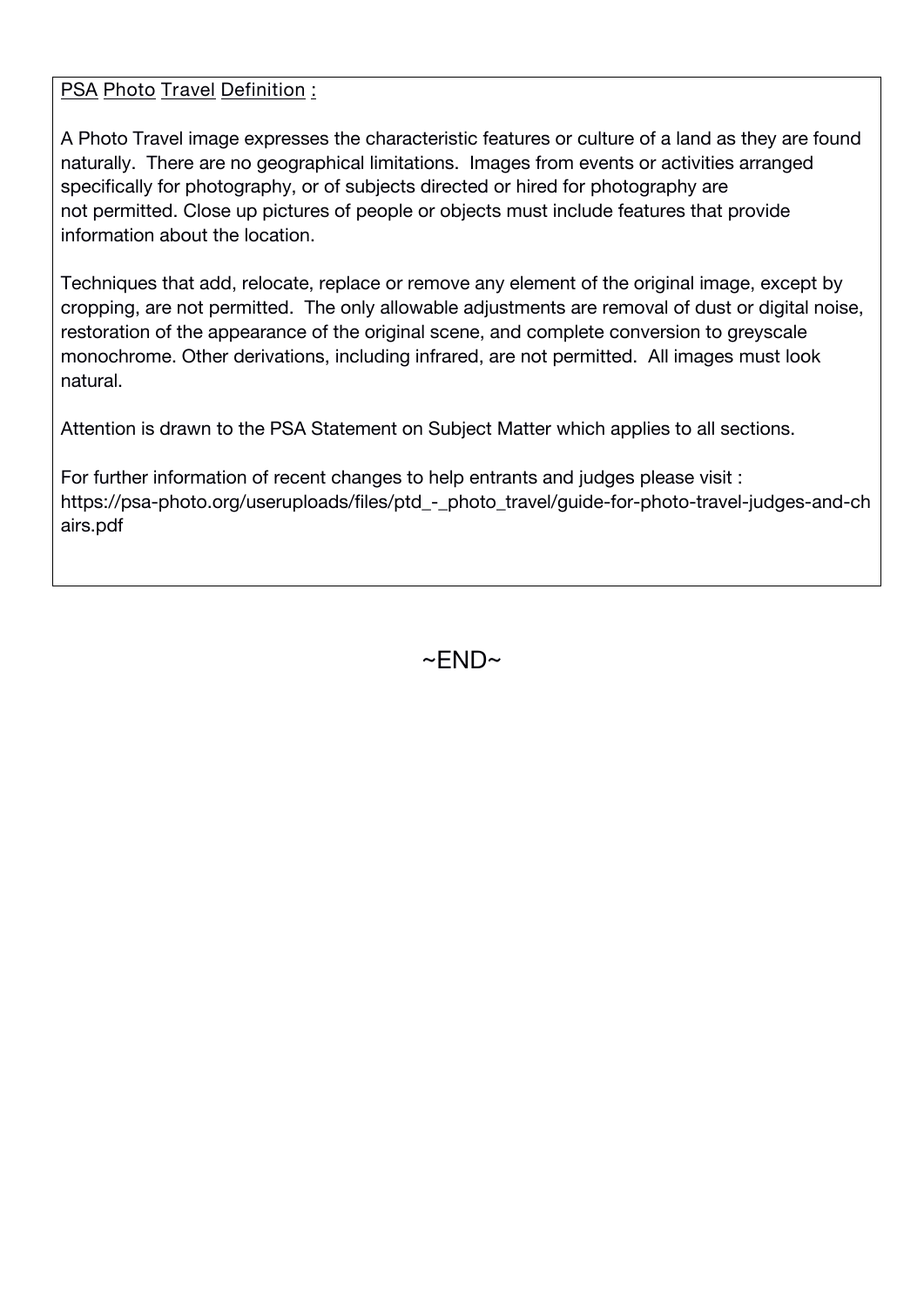PSA Photo Travel Definition :

A Photo Travel image expresses the characteristic features or culture of a land as they are found naturally. There are no geographical limitations. Images from events or activities arranged specifically for photography, or of subjects directed or hired for photography are not permitted. Close up pictures of people or objects must include features that provide information about the location.

Techniques that add, relocate, replace or remove any element of the original image, except by cropping, are not permitted. The only allowable adjustments are removal of dust or digital noise, restoration of the appearance of the original scene, and complete conversion to greyscale monochrome. Other derivations, including infrared, are not permitted. All images must look natural.

Attention is drawn to the PSA Statement on Subject Matter which applies to all sections.

For further information of recent changes to help entrants and judges please visit : https://psa-photo.org/useruploads/files/ptd_-_photo_travel/guide-for-photo-travel-judges-and-chairs.pdf

~END~